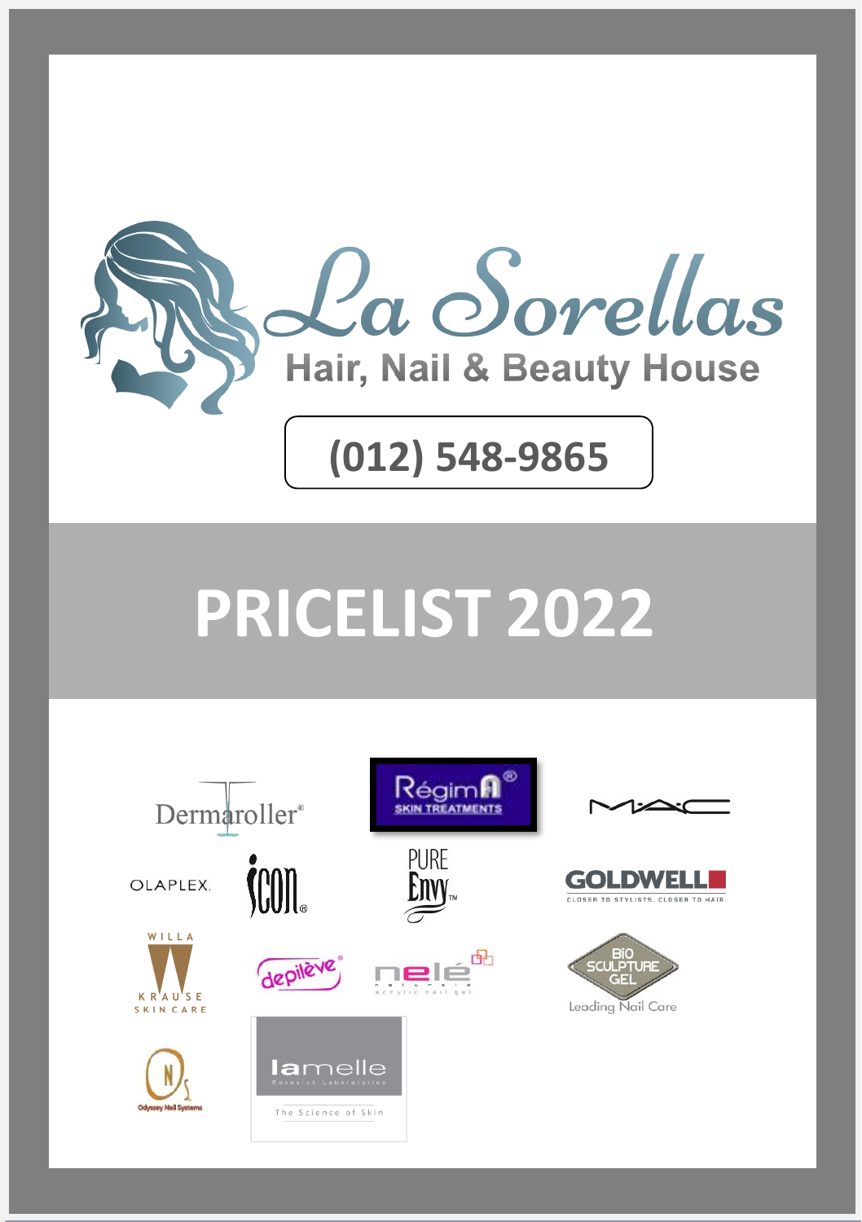# La Sorellas

## Hair, Nail & Beauty House

(012) 548-9865

# PRICELIST 2022

Dermaroller®

Régima® SKIN TREATMENTS

MAC

OLAPLEX.

icon®

PURE Envy™

GOLDWELL CLOSER TO STYLISTS. CLOSER TO HAIR.

WILLA KRAUSE SKIN CARE

depilève®

nelé naturale acrylic nail gel

BIO SCULPTURE GEL Leading Nail Care

Odyssey Nail Systems

lamelle Research Laboratories The Science of Skin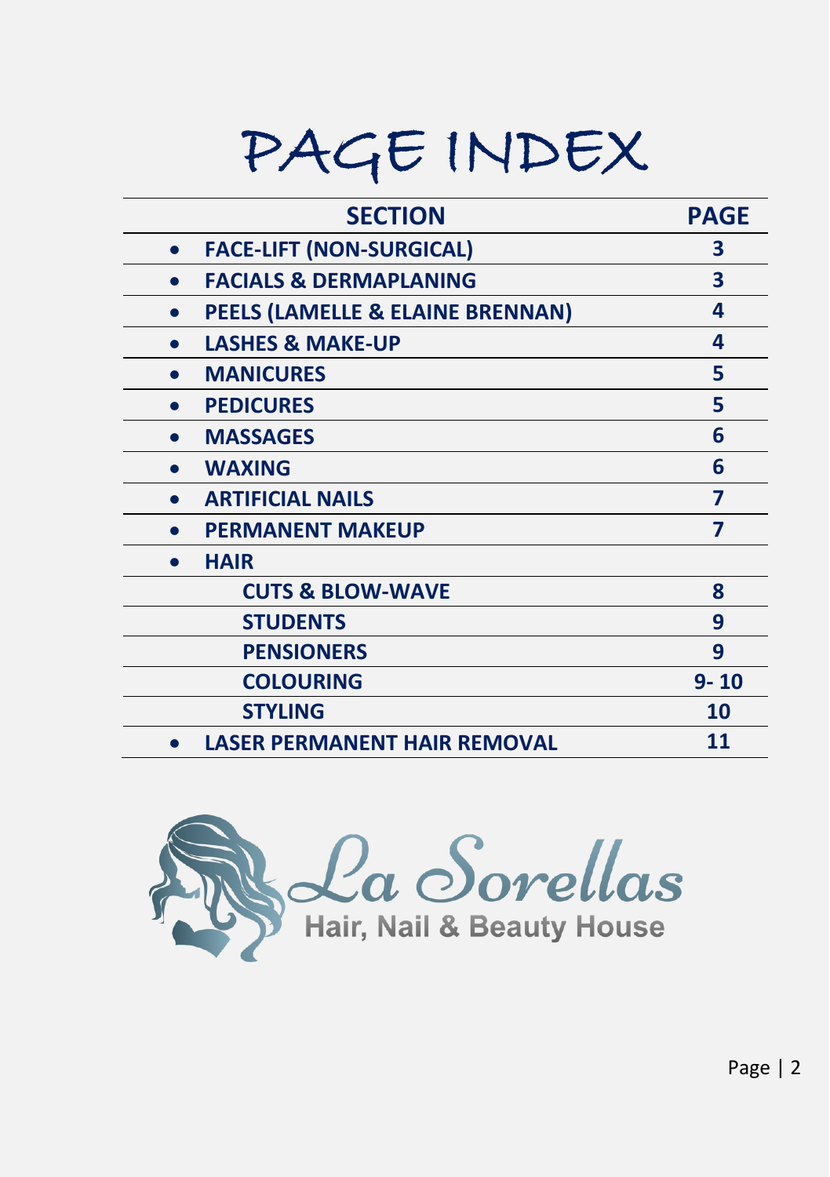# PAGE INDEX

| SECTION | PAGE |
|---|---|
| • FACE-LIFT (NON-SURGICAL) | 3 |
| • FACIALS & DERMAPLANING | 3 |
| • PEELS (LAMELLE & ELAINE BRENNAN) | 4 |
| • LASHES & MAKE-UP | 4 |
| • MANICURES | 5 |
| • PEDICURES | 5 |
| • MASSAGES | 6 |
| • WAXING | 6 |
| • ARTIFICIAL NAILS | 7 |
| • PERMANENT MAKEUP | 7 |
| • HAIR | |
| CUTS & BLOW-WAVE | 8 |
| STUDENTS | 9 |
| PENSIONERS | 9 |
| COLOURING | 9- 10 |
| STYLING | 10 |
| • LASER PERMANENT HAIR REMOVAL | 11 |

La Sorellas
Hair, Nail & Beauty House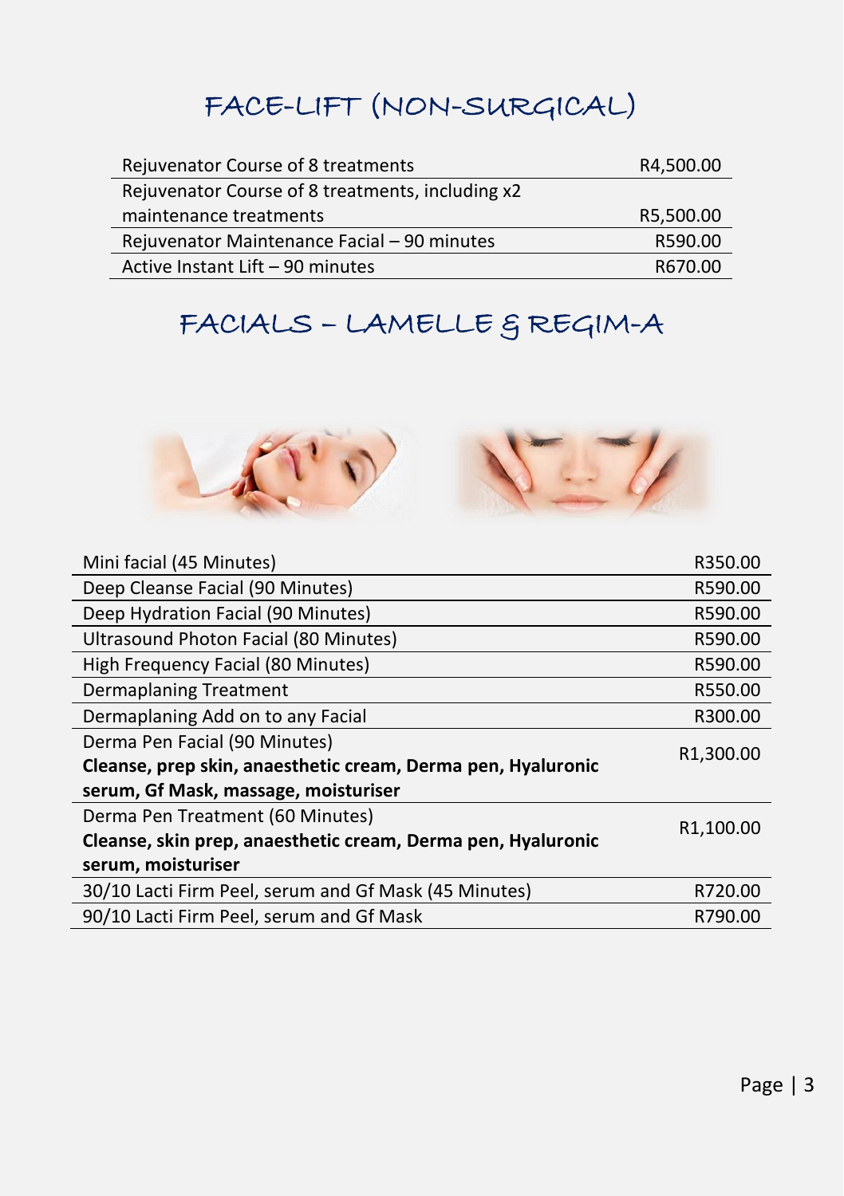# FACE-LIFT (NON-SURGICAL)

| | |
|---|---|
| Rejuvenator Course of 8 treatments | R4,500.00 |
| Rejuvenator Course of 8 treatments, including x2 maintenance treatments | R5,500.00 |
| Rejuvenator Maintenance Facial – 90 minutes | R590.00 |
| Active Instant Lift – 90 minutes | R670.00 |

# FACIALS – LAMELLE & REGIM-A

| | |
|---|---|
| Mini facial (45 Minutes) | R350.00 |
| Deep Cleanse Facial (90 Minutes) | R590.00 |
| Deep Hydration Facial (90 Minutes) | R590.00 |
| Ultrasound Photon Facial (80 Minutes) | R590.00 |
| High Frequency Facial (80 Minutes) | R590.00 |
| Dermaplaning Treatment | R550.00 |
| Dermaplaning Add on to any Facial | R300.00 |
| Derma Pen Facial (90 Minutes) **Cleanse, prep skin, anaesthetic cream, Derma pen, Hyaluronic serum, Gf Mask, massage, moisturiser** | R1,300.00 |
| Derma Pen Treatment (60 Minutes) **Cleanse, skin prep, anaesthetic cream, Derma pen, Hyaluronic serum, moisturiser** | R1,100.00 |
| 30/10 Lacti Firm Peel, serum and Gf Mask (45 Minutes) | R720.00 |
| 90/10 Lacti Firm Peel, serum and Gf Mask | R790.00 |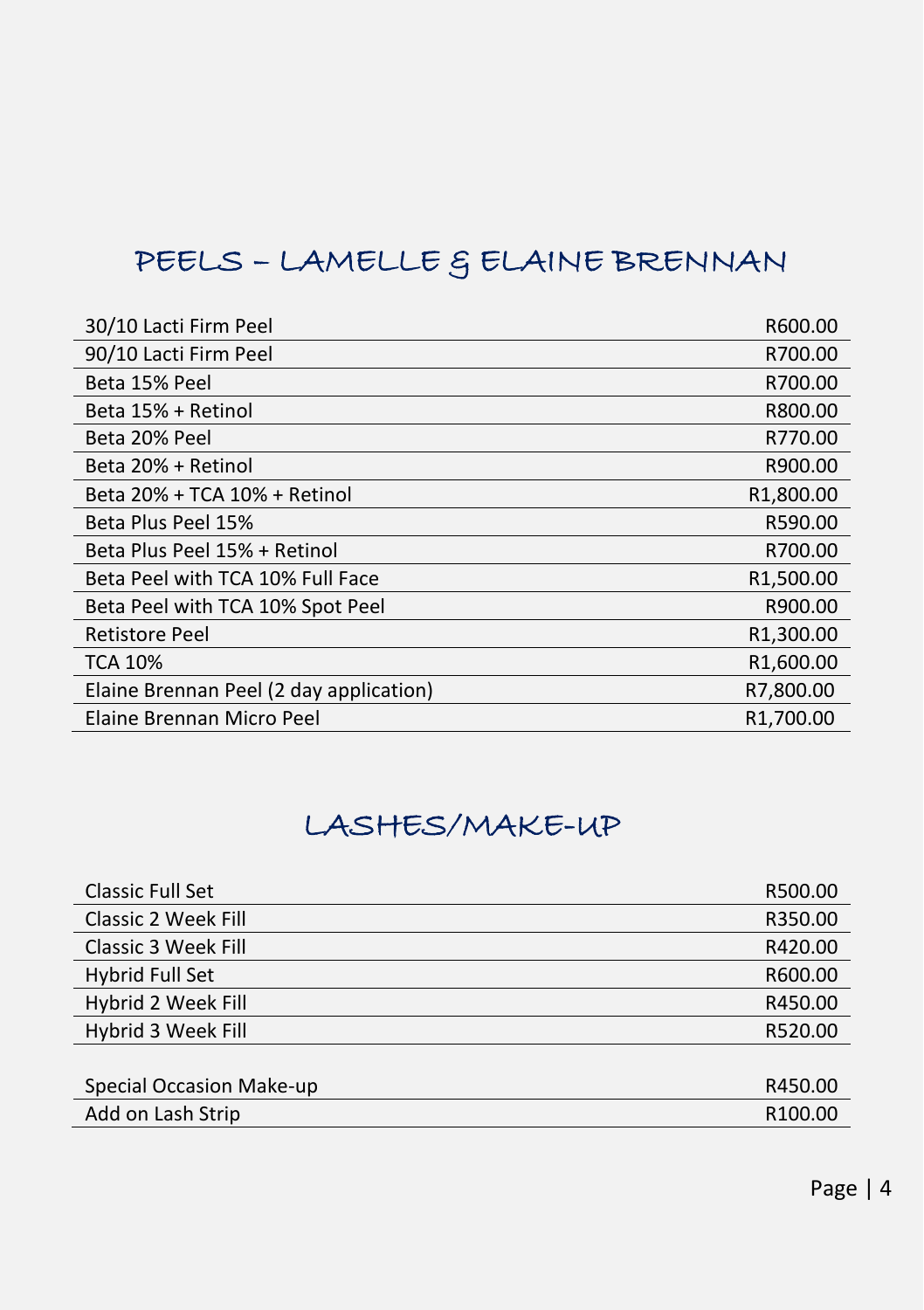## PEELS – LAMELLE & ELAINE BRENNAN

| | |
|---|---|
| 30/10 Lacti Firm Peel | R600.00 |
| 90/10 Lacti Firm Peel | R700.00 |
| Beta 15% Peel | R700.00 |
| Beta 15% + Retinol | R800.00 |
| Beta 20% Peel | R770.00 |
| Beta 20% + Retinol | R900.00 |
| Beta 20% + TCA 10% + Retinol | R1,800.00 |
| Beta Plus Peel 15% | R590.00 |
| Beta Plus Peel 15% + Retinol | R700.00 |
| Beta Peel with TCA 10% Full Face | R1,500.00 |
| Beta Peel with TCA 10% Spot Peel | R900.00 |
| Retistore Peel | R1,300.00 |
| TCA 10% | R1,600.00 |
| Elaine Brennan Peel (2 day application) | R7,800.00 |
| Elaine Brennan Micro Peel | R1,700.00 |

## LASHES/MAKE-UP

| | |
|---|---|
| Classic Full Set | R500.00 |
| Classic 2 Week Fill | R350.00 |
| Classic 3 Week Fill | R420.00 |
| Hybrid Full Set | R600.00 |
| Hybrid 2 Week Fill | R450.00 |
| Hybrid 3 Week Fill | R520.00 |

| | |
|---|---|
| Special Occasion Make-up | R450.00 |
| Add on Lash Strip | R100.00 |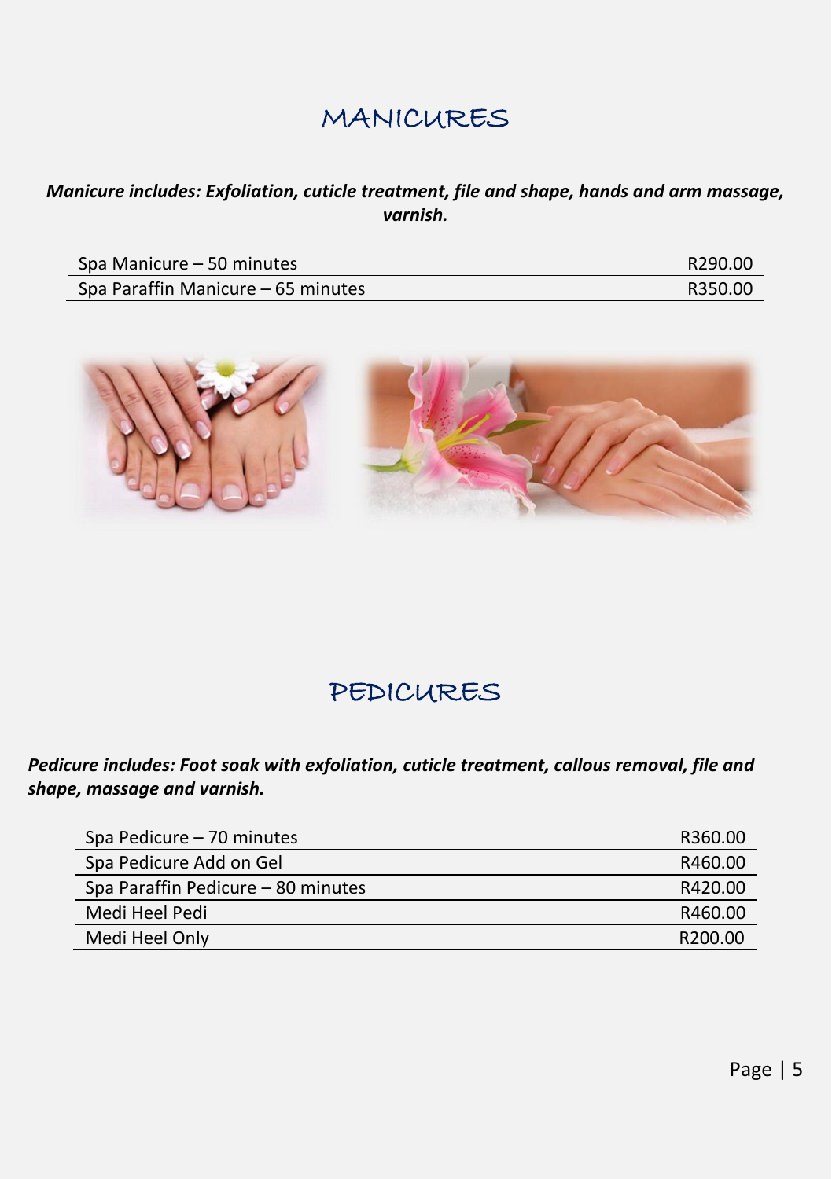# MANICURES

***Manicure includes: Exfoliation, cuticle treatment, file and shape, hands and arm massage, varnish.***

| | |
|---|---|
| Spa Manicure – 50 minutes | R290.00 |
| Spa Paraffin Manicure – 65 minutes | R350.00 |

# PEDICURES

***Pedicure includes: Foot soak with exfoliation, cuticle treatment, callous removal, file and shape, massage and varnish.***

| | |
|---|---|
| Spa Pedicure – 70 minutes | R360.00 |
| Spa Pedicure Add on Gel | R460.00 |
| Spa Paraffin Pedicure – 80 minutes | R420.00 |
| Medi Heel Pedi | R460.00 |
| Medi Heel Only | R200.00 |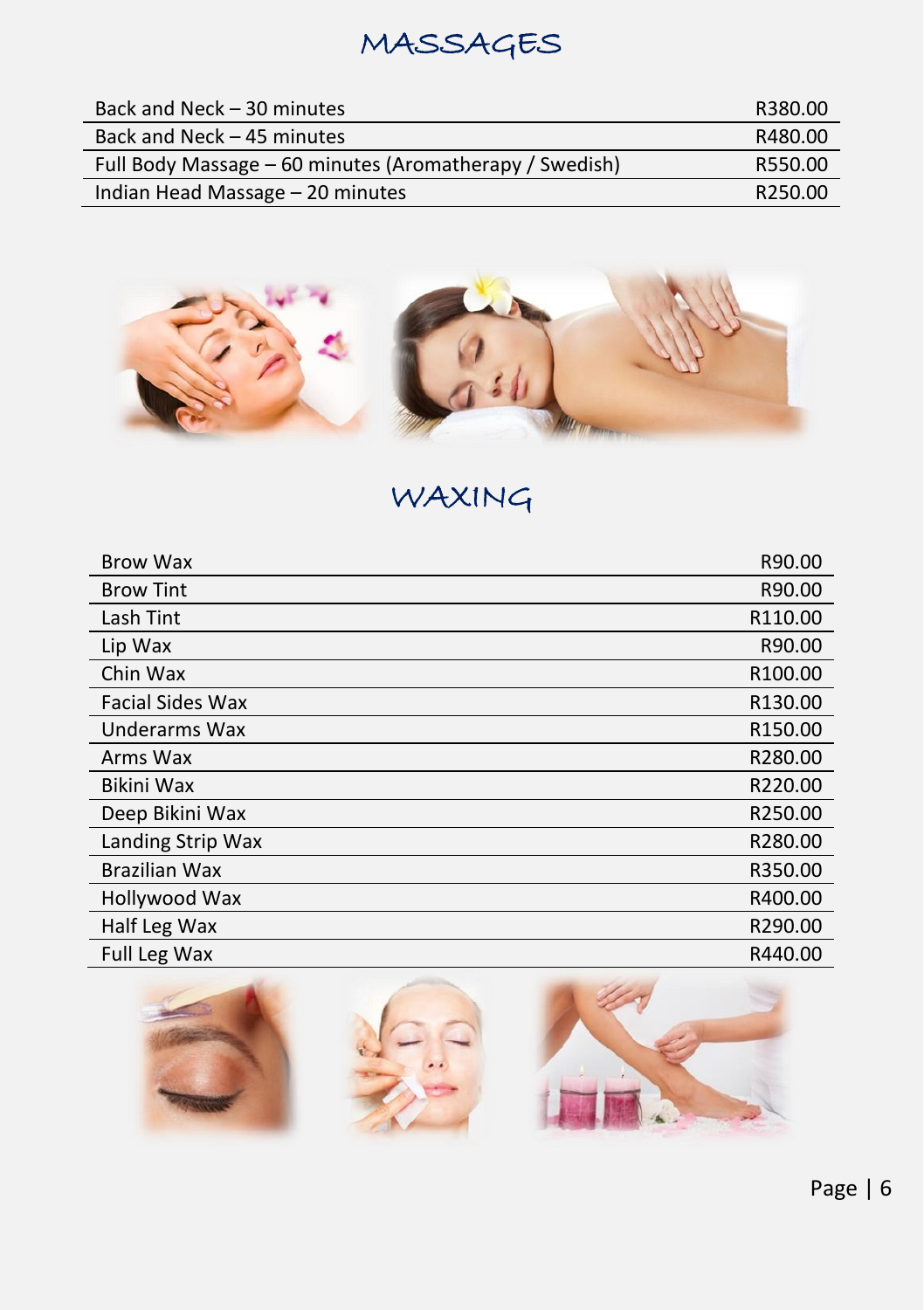# MASSAGES

| | |
|---|---|
| Back and Neck – 30 minutes | R380.00 |
| Back and Neck – 45 minutes | R480.00 |
| Full Body Massage – 60 minutes (Aromatherapy / Swedish) | R550.00 |
| Indian Head Massage – 20 minutes | R250.00 |

# WAXING

| | |
|---|---|
| Brow Wax | R90.00 |
| Brow Tint | R90.00 |
| Lash Tint | R110.00 |
| Lip Wax | R90.00 |
| Chin Wax | R100.00 |
| Facial Sides Wax | R130.00 |
| Underarms Wax | R150.00 |
| Arms Wax | R280.00 |
| Bikini Wax | R220.00 |
| Deep Bikini Wax | R250.00 |
| Landing Strip Wax | R280.00 |
| Brazilian Wax | R350.00 |
| Hollywood Wax | R400.00 |
| Half Leg Wax | R290.00 |
| Full Leg Wax | R440.00 |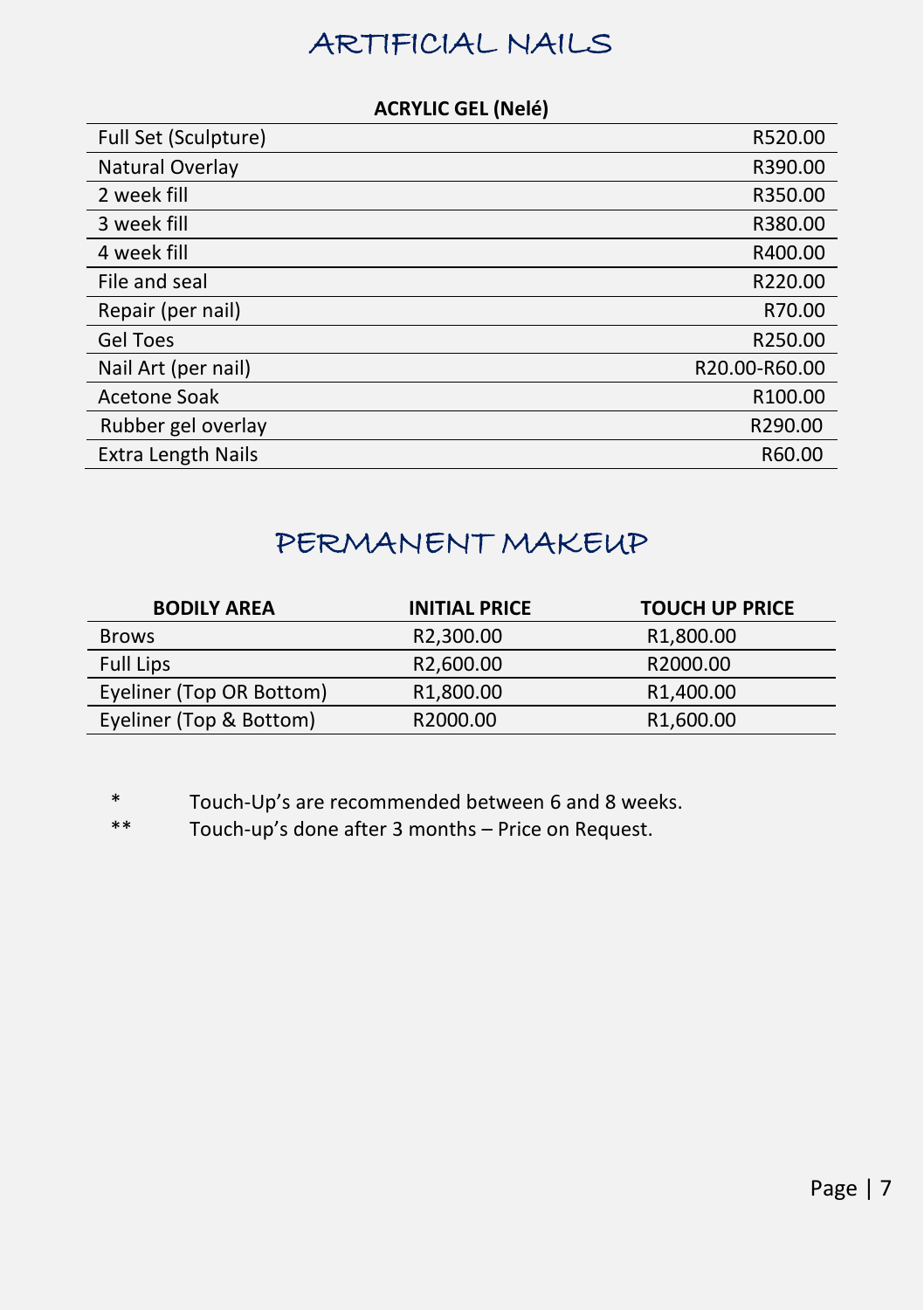# ARTIFICIAL NAILS

**ACRYLIC GEL (Nelé)**

| | |
|---|---|
| Full Set (Sculpture) | R520.00 |
| Natural Overlay | R390.00 |
| 2 week fill | R350.00 |
| 3 week fill | R380.00 |
| 4 week fill | R400.00 |
| File and seal | R220.00 |
| Repair (per nail) | R70.00 |
| Gel Toes | R250.00 |
| Nail Art (per nail) | R20.00-R60.00 |
| Acetone Soak | R100.00 |
| Rubber gel overlay | R290.00 |
| Extra Length Nails | R60.00 |

# PERMANENT MAKEUP

| BODILY AREA | INITIAL PRICE | TOUCH UP PRICE |
|---|---|---|
| Brows | R2,300.00 | R1,800.00 |
| Full Lips | R2,600.00 | R2000.00 |
| Eyeliner (Top OR Bottom) | R1,800.00 | R1,400.00 |
| Eyeliner (Top & Bottom) | R2000.00 | R1,600.00 |

\* Touch-Up's are recommended between 6 and 8 weeks.

\*\* Touch-up's done after 3 months – Price on Request.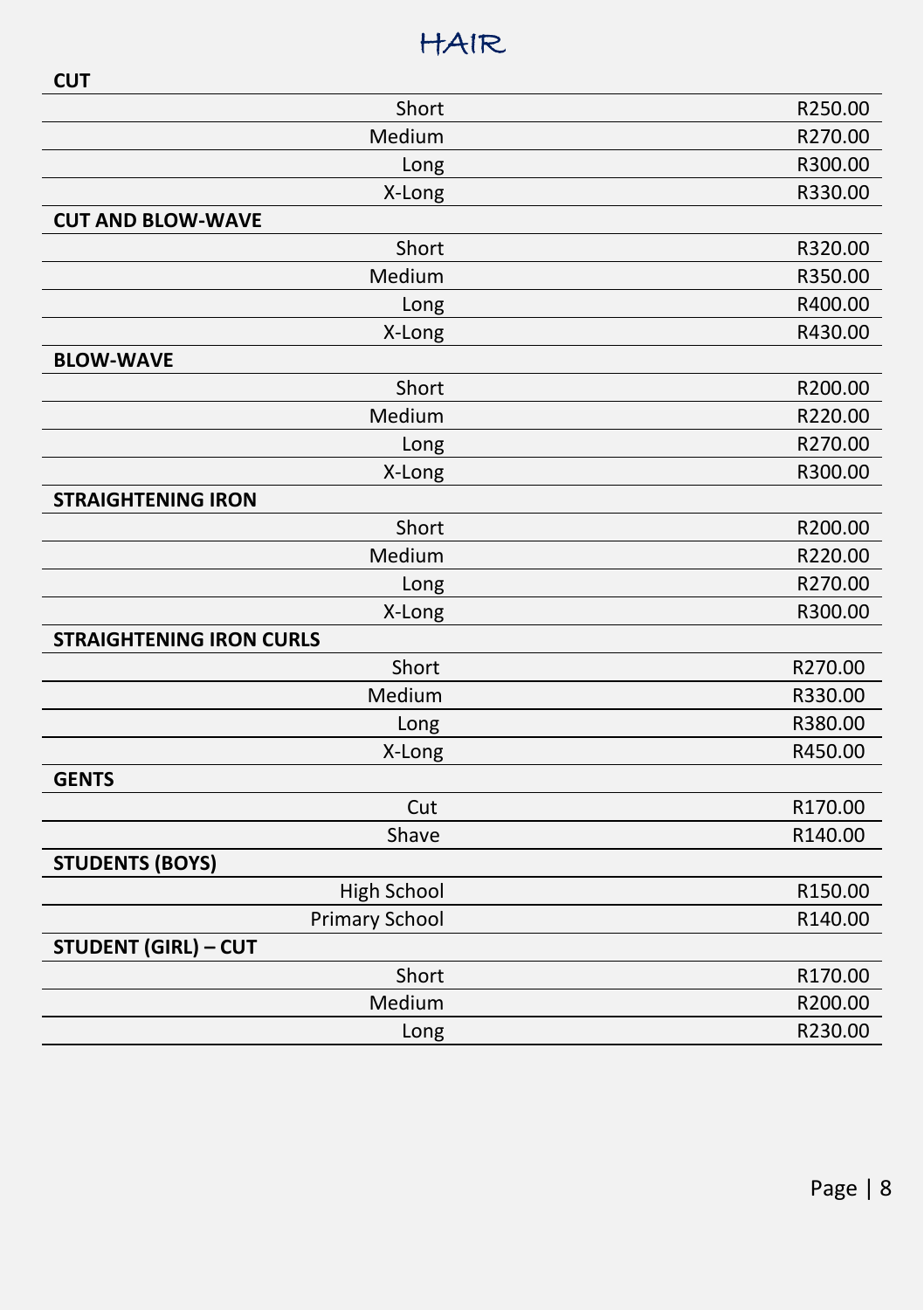# HAIR

| | | |
|---|---|---|
| **CUT** | | |
| | Short | R250.00 |
| | Medium | R270.00 |
| | Long | R300.00 |
| | X-Long | R330.00 |
| **CUT AND BLOW-WAVE** | | |
| | Short | R320.00 |
| | Medium | R350.00 |
| | Long | R400.00 |
| | X-Long | R430.00 |
| **BLOW-WAVE** | | |
| | Short | R200.00 |
| | Medium | R220.00 |
| | Long | R270.00 |
| | X-Long | R300.00 |
| **STRAIGHTENING IRON** | | |
| | Short | R200.00 |
| | Medium | R220.00 |
| | Long | R270.00 |
| | X-Long | R300.00 |
| **STRAIGHTENING IRON CURLS** | | |
| | Short | R270.00 |
| | Medium | R330.00 |
| | Long | R380.00 |
| | X-Long | R450.00 |
| **GENTS** | | |
| | Cut | R170.00 |
| | Shave | R140.00 |
| **STUDENTS (BOYS)** | | |
| | High School | R150.00 |
| | Primary School | R140.00 |
| **STUDENT (GIRL) – CUT** | | |
| | Short | R170.00 |
| | Medium | R200.00 |
| | Long | R230.00 |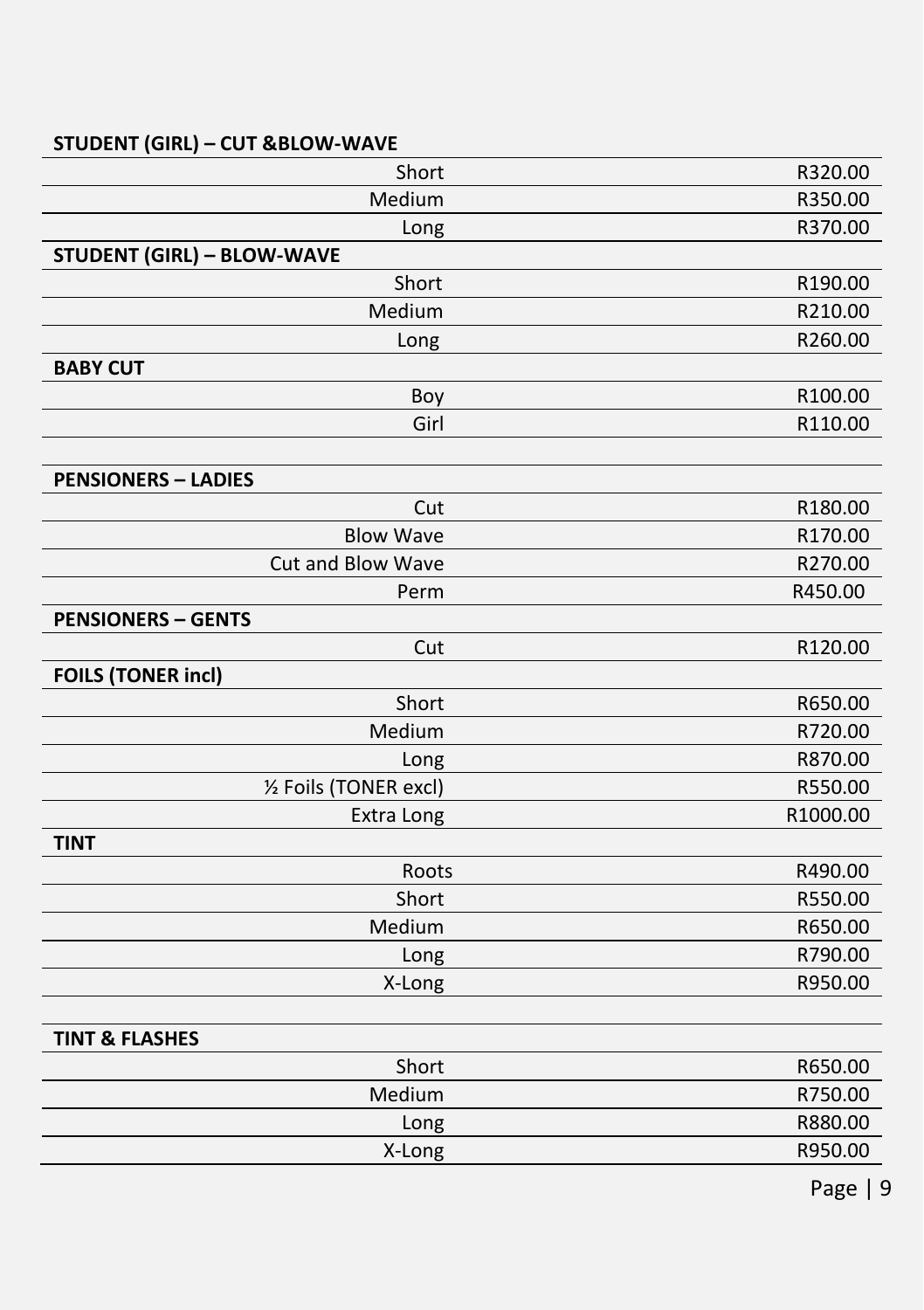| | |
|---|---|
| **STUDENT (GIRL) – CUT &BLOW-WAVE** | |
| Short | R320.00 |
| Medium | R350.00 |
| Long | R370.00 |
| **STUDENT (GIRL) – BLOW-WAVE** | |
| Short | R190.00 |
| Medium | R210.00 |
| Long | R260.00 |
| **BABY CUT** | |
| Boy | R100.00 |
| Girl | R110.00 |
| | |
| **PENSIONERS – LADIES** | |
| Cut | R180.00 |
| Blow Wave | R170.00 |
| Cut and Blow Wave | R270.00 |
| Perm | R450.00 |
| **PENSIONERS – GENTS** | |
| Cut | R120.00 |
| **FOILS (TONER incl)** | |
| Short | R650.00 |
| Medium | R720.00 |
| Long | R870.00 |
| ½ Foils (TONER excl) | R550.00 |
| Extra Long | R1000.00 |
| **TINT** | |
| Roots | R490.00 |
| Short | R550.00 |
| Medium | R650.00 |
| Long | R790.00 |
| X-Long | R950.00 |
| | |
| **TINT & FLASHES** | |
| Short | R650.00 |
| Medium | R750.00 |
| Long | R880.00 |
| X-Long | R950.00 |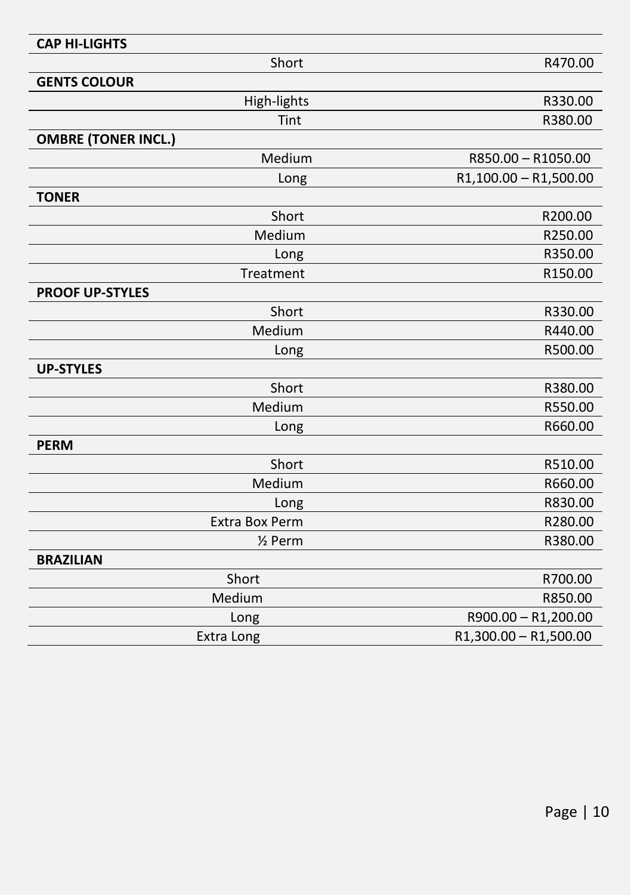| | | |
|---|---|---|
| **CAP HI-LIGHTS** | | |
| | Short | R470.00 |
| **GENTS COLOUR** | | |
| | High-lights | R330.00 |
| | Tint | R380.00 |
| **OMBRE (TONER INCL.)** | | |
| | Medium | R850.00 – R1050.00 |
| | Long | R1,100.00 – R1,500.00 |
| **TONER** | | |
| | Short | R200.00 |
| | Medium | R250.00 |
| | Long | R350.00 |
| | Treatment | R150.00 |
| **PROOF UP-STYLES** | | |
| | Short | R330.00 |
| | Medium | R440.00 |
| | Long | R500.00 |
| **UP-STYLES** | | |
| | Short | R380.00 |
| | Medium | R550.00 |
| | Long | R660.00 |
| **PERM** | | |
| | Short | R510.00 |
| | Medium | R660.00 |
| | Long | R830.00 |
| | Extra Box Perm | R280.00 |
| | ½ Perm | R380.00 |
| **BRAZILIAN** | | |
| | Short | R700.00 |
| | Medium | R850.00 |
| | Long | R900.00 – R1,200.00 |
| | Extra Long | R1,300.00 – R1,500.00 |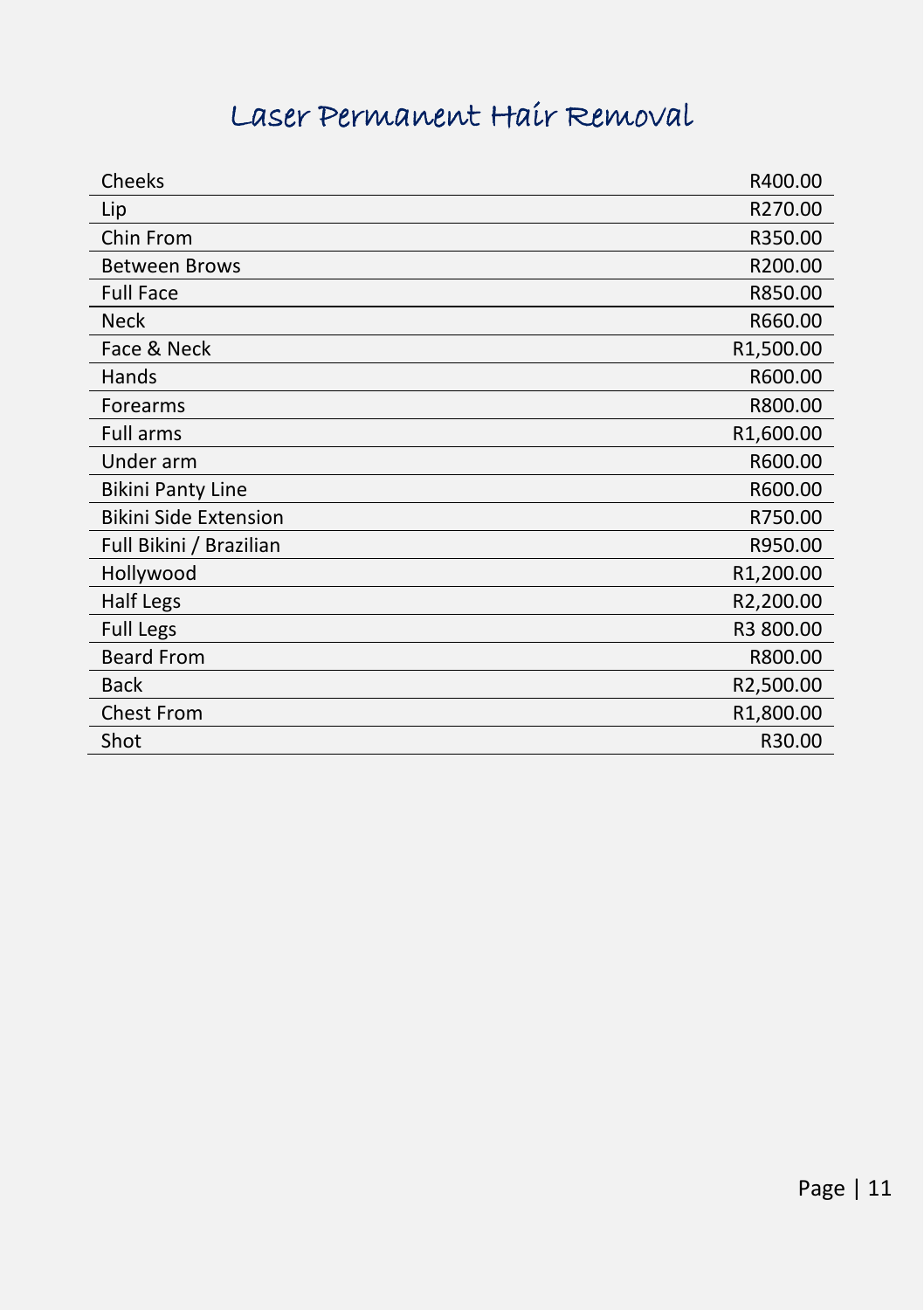# Laser Permanent Hair Removal

| | |
|---|---|
| Cheeks | R400.00 |
| Lip | R270.00 |
| Chin From | R350.00 |
| Between Brows | R200.00 |
| Full Face | R850.00 |
| Neck | R660.00 |
| Face & Neck | R1,500.00 |
| Hands | R600.00 |
| Forearms | R800.00 |
| Full arms | R1,600.00 |
| Under arm | R600.00 |
| Bikini Panty Line | R600.00 |
| Bikini Side Extension | R750.00 |
| Full Bikini / Brazilian | R950.00 |
| Hollywood | R1,200.00 |
| Half Legs | R2,200.00 |
| Full Legs | R3 800.00 |
| Beard From | R800.00 |
| Back | R2,500.00 |
| Chest From | R1,800.00 |
| Shot | R30.00 |